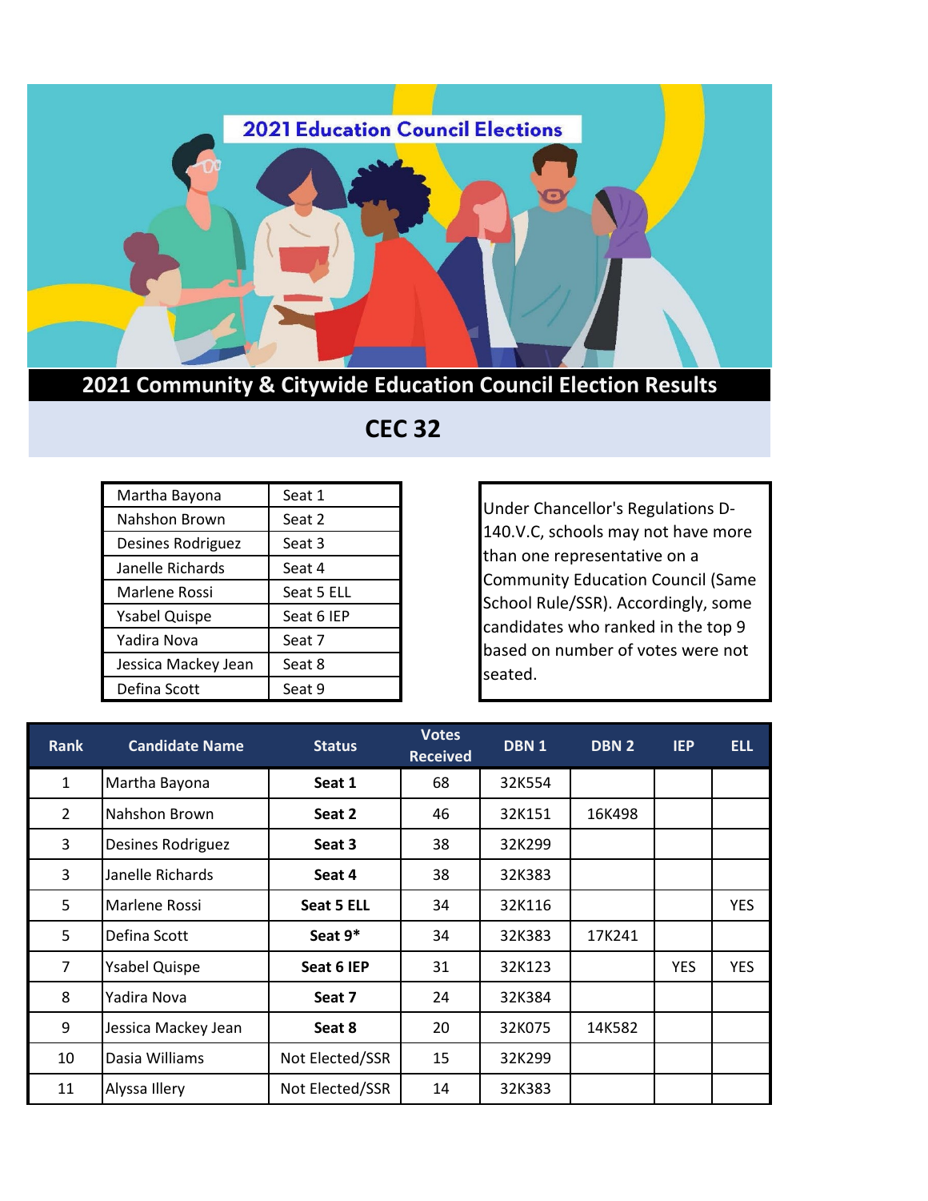2021 Education Council Elections

# 2021 Community & Citywide Education Council Election Results

## CEC 32

| | |
|---|---|
| Martha Bayona | Seat 1 |
| Nahshon Brown | Seat 2 |
| Desines Rodriguez | Seat 3 |
| Janelle Richards | Seat 4 |
| Marlene Rossi | Seat 5 ELL |
| Ysabel Quispe | Seat 6 IEP |
| Yadira Nova | Seat 7 |
| Jessica Mackey Jean | Seat 8 |
| Defina Scott | Seat 9 |

Under Chancellor's Regulations D-140.V.C, schools may not have more than one representative on a Community Education Council (Same School Rule/SSR). Accordingly, some candidates who ranked in the top 9 based on number of votes were not seated.

| Rank | Candidate Name | Status | Votes Received | DBN 1 | DBN 2 | IEP | ELL |
|---|---|---|---|---|---|---|---|
| 1 | Martha Bayona | **Seat 1** | 68 | 32K554 | | | |
| 2 | Nahshon Brown | **Seat 2** | 46 | 32K151 | 16K498 | | |
| 3 | Desines Rodriguez | **Seat 3** | 38 | 32K299 | | | |
| 3 | Janelle Richards | **Seat 4** | 38 | 32K383 | | | |
| 5 | Marlene Rossi | **Seat 5 ELL** | 34 | 32K116 | | | YES |
| 5 | Defina Scott | **Seat 9*** | 34 | 32K383 | 17K241 | | |
| 7 | Ysabel Quispe | **Seat 6 IEP** | 31 | 32K123 | | YES | YES |
| 8 | Yadira Nova | **Seat 7** | 24 | 32K384 | | | |
| 9 | Jessica Mackey Jean | **Seat 8** | 20 | 32K075 | 14K582 | | |
| 10 | Dasia Williams | Not Elected/SSR | 15 | 32K299 | | | |
| 11 | Alyssa Illery | Not Elected/SSR | 14 | 32K383 | | | |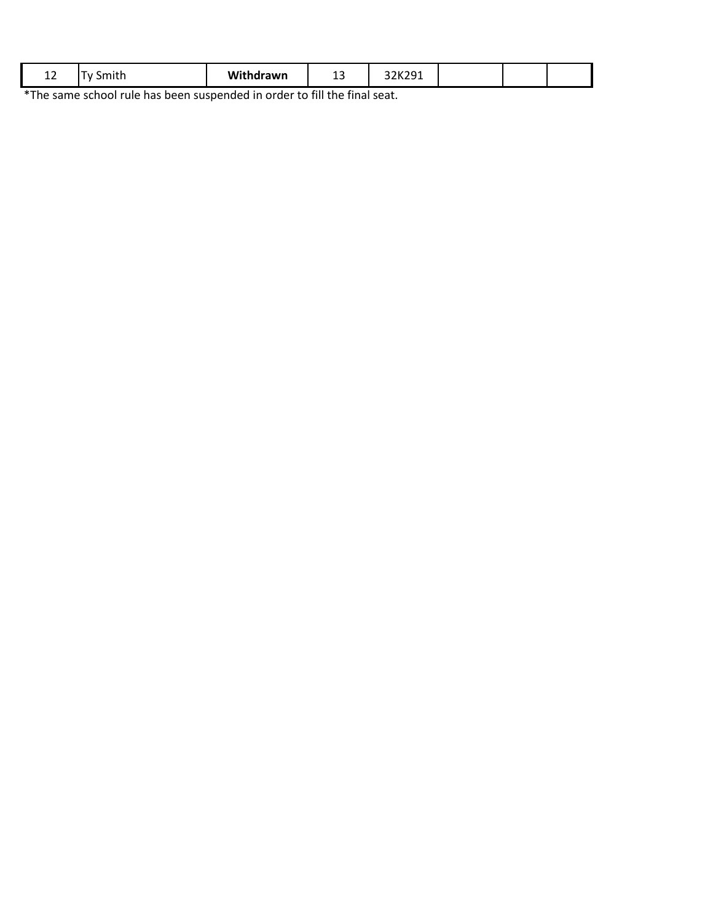| | | | | | | | |
|---|---|---|---|---|---|---|---|
| 12 | Ty Smith | **Withdrawn** | 13 | 32K291 | | | |

*The same school rule has been suspended in order to fill the final seat.